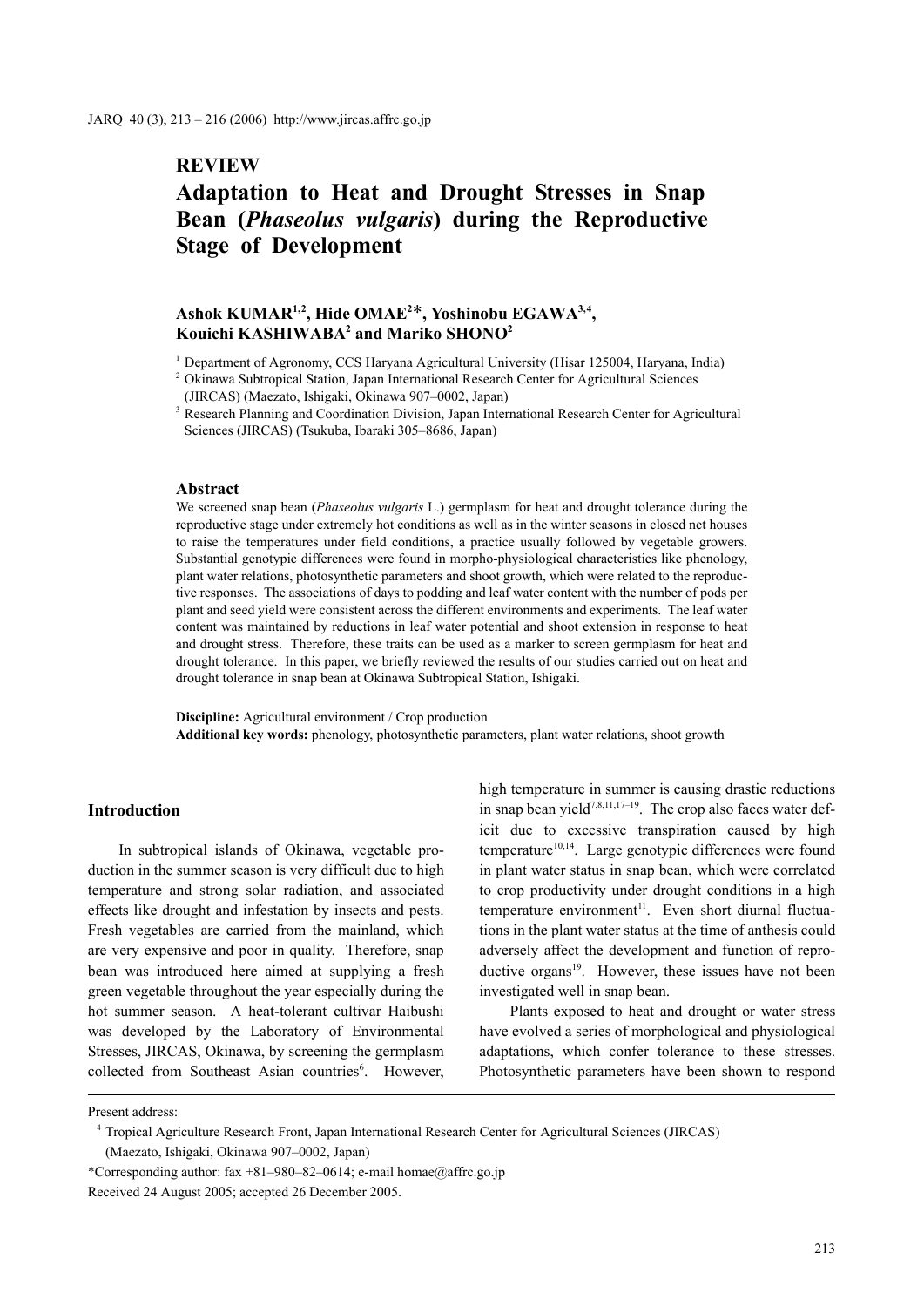## REVIEW

# Adaptation to Heat and Drought Stresses in Snap Bean (*Phaseolus vulgaris*) during the Reproductive Stage of Development

**Ashok KUMAR[1,2], Hide OMAE[2]\*, Yoshinobu EGAWA[3,4], Kouichi KASHIWABA[2] and Mariko SHONO[2]**

[1] Department of Agronomy, CCS Haryana Agricultural University (Hisar 125004, Haryana, India)

[2] Okinawa Subtropical Station, Japan International Research Center for Agricultural Sciences (JIRCAS) (Maezato, Ishigaki, Okinawa 907–0002, Japan)

[3] Research Planning and Coordination Division, Japan International Research Center for Agricultural Sciences (JIRCAS) (Tsukuba, Ibaraki 305–8686, Japan)

### Abstract

We screened snap bean (*Phaseolus vulgaris* L.) germplasm for heat and drought tolerance during the reproductive stage under extremely hot conditions as well as in the winter seasons in closed net houses to raise the temperatures under field conditions, a practice usually followed by vegetable growers. Substantial genotypic differences were found in morpho-physiological characteristics like phenology, plant water relations, photosynthetic parameters and shoot growth, which were related to the reproductive responses. The associations of days to podding and leaf water content with the number of pods per plant and seed yield were consistent across the different environments and experiments. The leaf water content was maintained by reductions in leaf water potential and shoot extension in response to heat and drought stress. Therefore, these traits can be used as a marker to screen germplasm for heat and drought tolerance. In this paper, we briefly reviewed the results of our studies carried out on heat and drought tolerance in snap bean at Okinawa Subtropical Station, Ishigaki.

**Discipline:** Agricultural environment / Crop production

**Additional key words:** phenology, photosynthetic parameters, plant water relations, shoot growth

## Introduction

In subtropical islands of Okinawa, vegetable production in the summer season is very difficult due to high temperature and strong solar radiation, and associated effects like drought and infestation by insects and pests. Fresh vegetables are carried from the mainland, which are very expensive and poor in quality. Therefore, snap bean was introduced here aimed at supplying a fresh green vegetable throughout the year especially during the hot summer season. A heat-tolerant cultivar Haibushi was developed by the Laboratory of Environmental Stresses, JIRCAS, Okinawa, by screening the germplasm collected from Southeast Asian countries[6]. However, high temperature in summer is causing drastic reductions in snap bean yield[7,8,11,17–19]. The crop also faces water deficit due to excessive transpiration caused by high temperature[10,14]. Large genotypic differences were found in plant water status in snap bean, which were correlated to crop productivity under drought conditions in a high temperature environment[11]. Even short diurnal fluctuations in the plant water status at the time of anthesis could adversely affect the development and function of reproductive organs[19]. However, these issues have not been investigated well in snap bean.

Plants exposed to heat and drought or water stress have evolved a series of morphological and physiological adaptations, which confer tolerance to these stresses. Photosynthetic parameters have been shown to respond

Present address:

[4] Tropical Agriculture Research Front, Japan International Research Center for Agricultural Sciences (JIRCAS) (Maezato, Ishigaki, Okinawa 907–0002, Japan)

\*Corresponding author: fax +81–980–82–0614; e-mail homae@affrc.go.jp

Received 24 August 2005; accepted 26 December 2005.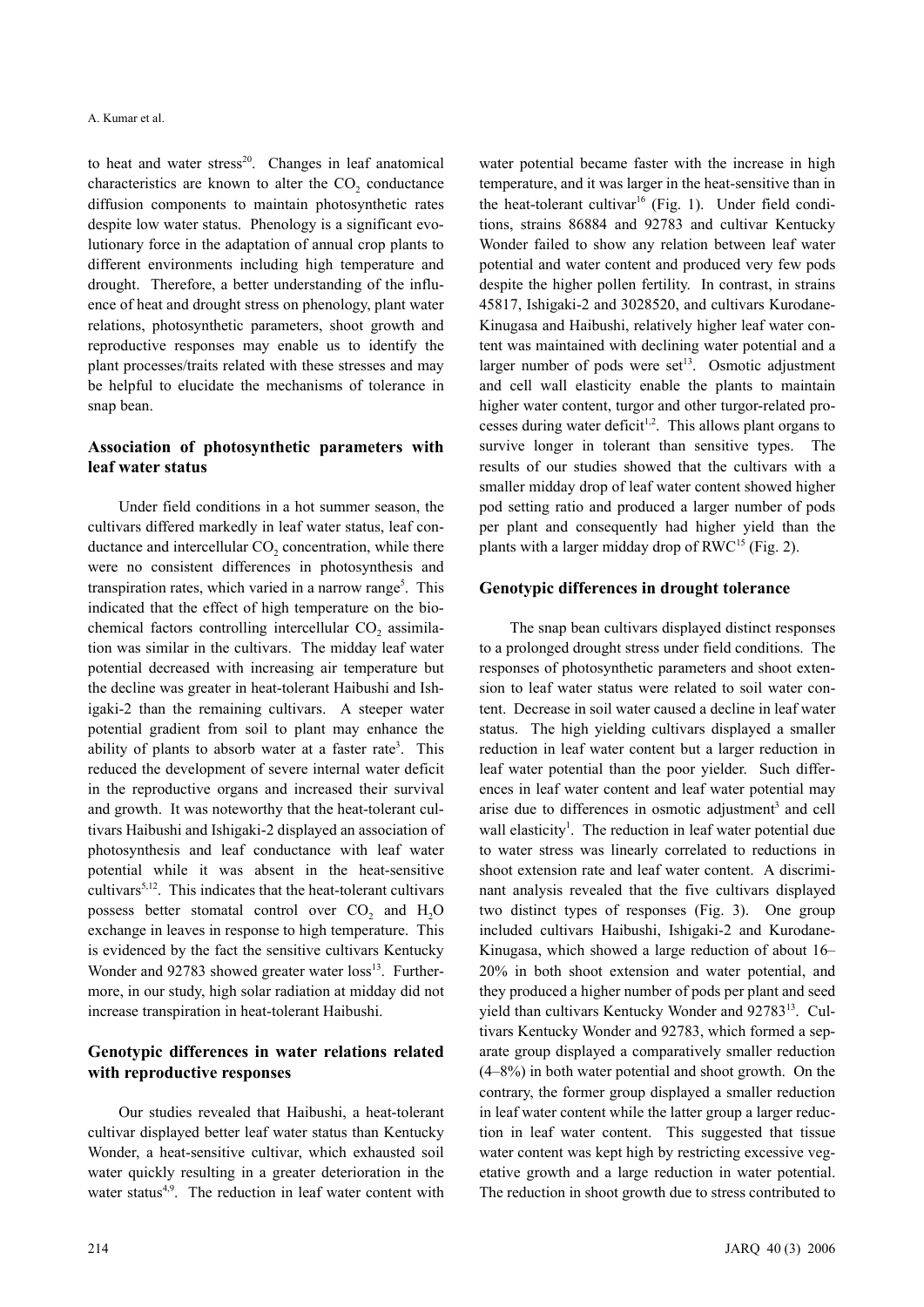to heat and water stress[20]. Changes in leaf anatomical characteristics are known to alter the $CO_2$ conductance diffusion components to maintain photosynthetic rates despite low water status. Phenology is a significant evolutionary force in the adaptation of annual crop plants to different environments including high temperature and drought. Therefore, a better understanding of the influence of heat and drought stress on phenology, plant water relations, photosynthetic parameters, shoot growth and reproductive responses may enable us to identify the plant processes/traits related with these stresses and may be helpful to elucidate the mechanisms of tolerance in snap bean.

## Association of photosynthetic parameters with leaf water status

Under field conditions in a hot summer season, the cultivars differed markedly in leaf water status, leaf conductance and intercellular $CO_2$ concentration, while there were no consistent differences in photosynthesis and transpiration rates, which varied in a narrow range[5]. This indicated that the effect of high temperature on the biochemical factors controlling intercellular $CO_2$ assimilation was similar in the cultivars. The midday leaf water potential decreased with increasing air temperature but the decline was greater in heat-tolerant Haibushi and Ishigaki-2 than the remaining cultivars. A steeper water potential gradient from soil to plant may enhance the ability of plants to absorb water at a faster rate[3]. This reduced the development of severe internal water deficit in the reproductive organs and increased their survival and growth. It was noteworthy that the heat-tolerant cultivars Haibushi and Ishigaki-2 displayed an association of photosynthesis and leaf conductance with leaf water potential while it was absent in the heat-sensitive cultivars[5,12]. This indicates that the heat-tolerant cultivars possess better stomatal control over $CO_2$ and $H_2O$ exchange in leaves in response to high temperature. This is evidenced by the fact the sensitive cultivars Kentucky Wonder and 92783 showed greater water loss[13]. Furthermore, in our study, high solar radiation at midday did not increase transpiration in heat-tolerant Haibushi.

## Genotypic differences in water relations related with reproductive responses

Our studies revealed that Haibushi, a heat-tolerant cultivar displayed better leaf water status than Kentucky Wonder, a heat-sensitive cultivar, which exhausted soil water quickly resulting in a greater deterioration in the water status[4,9]. The reduction in leaf water content with water potential became faster with the increase in high temperature, and it was larger in the heat-sensitive than in the heat-tolerant cultivar[16] (Fig. 1). Under field conditions, strains 86884 and 92783 and cultivar Kentucky Wonder failed to show any relation between leaf water potential and water content and produced very few pods despite the higher pollen fertility. In contrast, in strains 45817, Ishigaki-2 and 3028520, and cultivars Kurodane-Kinugasa and Haibushi, relatively higher leaf water content was maintained with declining water potential and a larger number of pods were set[13]. Osmotic adjustment and cell wall elasticity enable the plants to maintain higher water content, turgor and other turgor-related processes during water deficit[1,2]. This allows plant organs to survive longer in tolerant than sensitive types. The results of our studies showed that the cultivars with a smaller midday drop of leaf water content showed higher pod setting ratio and produced a larger number of pods per plant and consequently had higher yield than the plants with a larger midday drop of RWC[15] (Fig. 2).

## Genotypic differences in drought tolerance

The snap bean cultivars displayed distinct responses to a prolonged drought stress under field conditions. The responses of photosynthetic parameters and shoot extension to leaf water status were related to soil water content. Decrease in soil water caused a decline in leaf water status. The high yielding cultivars displayed a smaller reduction in leaf water content but a larger reduction in leaf water potential than the poor yielder. Such differences in leaf water content and leaf water potential may arise due to differences in osmotic adjustment[3] and cell wall elasticity[1]. The reduction in leaf water potential due to water stress was linearly correlated to reductions in shoot extension rate and leaf water content. A discriminant analysis revealed that the five cultivars displayed two distinct types of responses (Fig. 3). One group included cultivars Haibushi, Ishigaki-2 and Kurodane-Kinugasa, which showed a large reduction of about 16–20% in both shoot extension and water potential, and they produced a higher number of pods per plant and seed yield than cultivars Kentucky Wonder and 92783[13]. Cultivars Kentucky Wonder and 92783, which formed a separate group displayed a comparatively smaller reduction (4–8%) in both water potential and shoot growth. On the contrary, the former group displayed a smaller reduction in leaf water content while the latter group a larger reduction in leaf water content. This suggested that tissue water content was kept high by restricting excessive vegetative growth and a large reduction in water potential. The reduction in shoot growth due to stress contributed to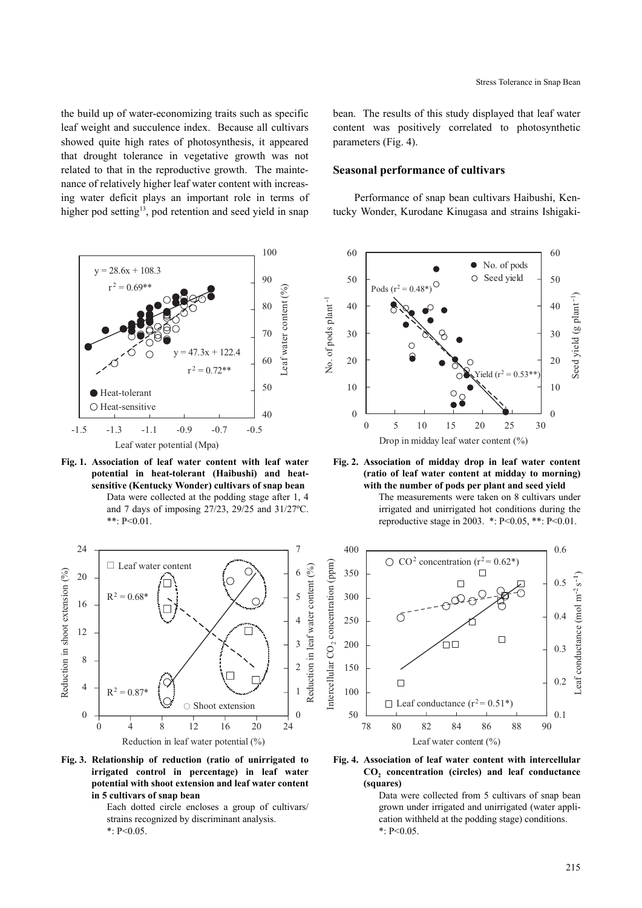the build up of water-economizing traits such as specific leaf weight and succulence index. Because all cultivars showed quite high rates of photosynthesis, it appeared that drought tolerance in vegetative growth was not related to that in the reproductive growth. The maintenance of relatively higher leaf water content with increasing water deficit plays an important role in terms of higher pod setting[13], pod retention and seed yield in snap bean. The results of this study displayed that leaf water content was positively correlated to photosynthetic parameters (Fig. 4).

**Fig. 1. Association of leaf water content with leaf water potential in heat-tolerant (Haibushi) and heat-sensitive (Kentucky Wonder) cultivars of snap bean**

Data were collected at the podding stage after 1, 4 and 7 days of imposing 27/23, 29/25 and 31/27ºC. **: $P<0.01$.

**Fig. 2. Association of midday drop in leaf water content (ratio of leaf water content at midday to morning) with the number of pods per plant and seed yield**

The measurements were taken on 8 cultivars under irrigated and unirrigated hot conditions during the reproductive stage in 2003. *: $P<0.05$, **: $P<0.01$.

**Fig. 3. Relationship of reduction (ratio of unirrigated to irrigated control in percentage) in leaf water potential with shoot extension and leaf water content in 5 cultivars of snap bean**

Each dotted circle encloses a group of cultivars/strains recognized by discriminant analysis. *: $P<0.05$.

**Fig. 4. Association of leaf water content with intercellular $CO_2$ concentration (circles) and leaf conductance (squares)**

Data were collected from 5 cultivars of snap bean grown under irrigated and unirrigated (water application withheld at the podding stage) conditions. *: $P<0.05$.

## Seasonal performance of cultivars

Performance of snap bean cultivars Haibushi, Kentucky Wonder, Kurodane Kinugasa and strains Ishigaki-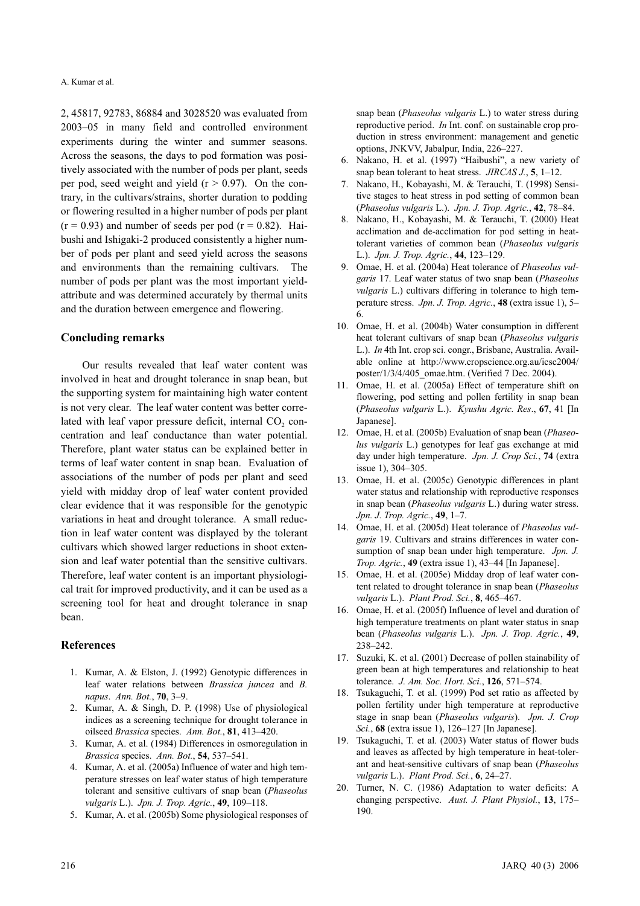2, 45817, 92783, 86884 and 3028520 was evaluated from 2003–05 in many field and controlled environment experiments during the winter and summer seasons. Across the seasons, the days to pod formation was positively associated with the number of pods per plant, seeds per pod, seed weight and yield ($r > 0.97$). On the contrary, in the cultivars/strains, shorter duration to podding or flowering resulted in a higher number of pods per plant ($r = 0.93$) and number of seeds per pod ($r = 0.82$). Haibushi and Ishigaki-2 produced consistently a higher number of pods per plant and seed yield across the seasons and environments than the remaining cultivars. The number of pods per plant was the most important yield-attribute and was determined accurately by thermal units and the duration between emergence and flowering.

## Concluding remarks

Our results revealed that leaf water content was involved in heat and drought tolerance in snap bean, but the supporting system for maintaining high water content is not very clear. The leaf water content was better correlated with leaf vapor pressure deficit, internal $CO_2$ concentration and leaf conductance than water potential. Therefore, plant water status can be explained better in terms of leaf water content in snap bean. Evaluation of associations of the number of pods per plant and seed yield with midday drop of leaf water content provided clear evidence that it was responsible for the genotypic variations in heat and drought tolerance. A small reduction in leaf water content was displayed by the tolerant cultivars which showed larger reductions in shoot extension and leaf water potential than the sensitive cultivars. Therefore, leaf water content is an important physiological trait for improved productivity, and it can be used as a screening tool for heat and drought tolerance in snap bean.

## References

1. Kumar, A. & Elston, J. (1992) Genotypic differences in leaf water relations between *Brassica juncea* and *B. napus*. *Ann. Bot.*, **70**, 3–9.
2. Kumar, A. & Singh, D. P. (1998) Use of physiological indices as a screening technique for drought tolerance in oilseed *Brassica* species. *Ann. Bot.*, **81**, 413–420.
3. Kumar, A. et al. (1984) Differences in osmoregulation in *Brassica* species. *Ann. Bot.*, **54**, 537–541.
4. Kumar, A. et al. (2005a) Influence of water and high temperature stresses on leaf water status of high temperature tolerant and sensitive cultivars of snap bean (*Phaseolus vulgaris* L.). *Jpn. J. Trop. Agric.*, **49**, 109–118.
5. Kumar, A. et al. (2005b) Some physiological responses of snap bean (*Phaseolus vulgaris* L.) to water stress during reproductive period. *In* Int. conf. on sustainable crop production in stress environment: management and genetic options, JNKVV, Jabalpur, India, 226–227.
6. Nakano, H. et al. (1997) "Haibushi", a new variety of snap bean tolerant to heat stress. *JIRCAS J.*, **5**, 1–12.
7. Nakano, H., Kobayashi, M. & Terauchi, T. (1998) Sensitive stages to heat stress in pod setting of common bean (*Phaseolus vulgaris* L.). *Jpn. J. Trop. Agric.*, **42**, 78–84.
8. Nakano, H., Kobayashi, M. & Terauchi, T. (2000) Heat acclimation and de-acclimation for pod setting in heat-tolerant varieties of common bean (*Phaseolus vulgaris* L.). *Jpn. J. Trop. Agric.*, **44**, 123–129.
9. Omae, H. et al. (2004a) Heat tolerance of *Phaseolus vulgaris* 17. Leaf water status of two snap bean (*Phaseolus vulgaris* L.) cultivars differing in tolerance to high temperature stress. *Jpn. J. Trop. Agric.*, **48** (extra issue 1), 5–6.
10. Omae, H. et al. (2004b) Water consumption in different heat tolerant cultivars of snap bean (*Phaseolus vulgaris* L.). *In* 4th Int. crop sci. congr., Brisbane, Australia. Available online at http://www.cropscience.org.au/icsc2004/poster/1/3/4/405_omae.htm. (Verified 7 Dec. 2004).
11. Omae, H. et al. (2005a) Effect of temperature shift on flowering, pod setting and pollen fertility in snap bean (*Phaseolus vulgaris* L.). *Kyushu Agric. Res*., **67**, 41 [In Japanese].
12. Omae, H. et al. (2005b) Evaluation of snap bean (*Phaseolus vulgaris* L.) genotypes for leaf gas exchange at mid day under high temperature. *Jpn. J. Crop Sci.*, **74** (extra issue 1), 304–305.
13. Omae, H. et al. (2005c) Genotypic differences in plant water status and relationship with reproductive responses in snap bean (*Phaseolus vulgaris* L.) during water stress. *Jpn. J. Trop. Agric.*, **49**, 1–7.
14. Omae, H. et al. (2005d) Heat tolerance of *Phaseolus vulgaris* 19. Cultivars and strains differences in water consumption of snap bean under high temperature. *Jpn. J. Trop. Agric.*, **49** (extra issue 1), 43–44 [In Japanese].
15. Omae, H. et al. (2005e) Midday drop of leaf water content related to drought tolerance in snap bean (*Phaseolus vulgaris* L.). *Plant Prod. Sci.*, **8**, 465–467.
16. Omae, H. et al. (2005f) Influence of level and duration of high temperature treatments on plant water status in snap bean (*Phaseolus vulgaris* L.). *Jpn. J. Trop. Agric.*, **49**, 238–242.
17. Suzuki, K. et al. (2001) Decrease of pollen stainability of green bean at high temperatures and relationship to heat tolerance. *J. Am. Soc. Hort. Sci.*, **126**, 571–574.
18. Tsukaguchi, T. et al. (1999) Pod set ratio as affected by pollen fertility under high temperature at reproductive stage in snap bean (*Phaseolus vulgaris*). *Jpn. J. Crop Sci.*, **68** (extra issue 1), 126–127 [In Japanese].
19. Tsukaguchi, T. et al. (2003) Water status of flower buds and leaves as affected by high temperature in heat-tolerant and heat-sensitive cultivars of snap bean (*Phaseolus vulgaris* L.). *Plant Prod. Sci.*, **6**, 24–27.
20. Turner, N. C. (1986) Adaptation to water deficits: A changing perspective. *Aust. J. Plant Physiol.*, **13**, 175–190.